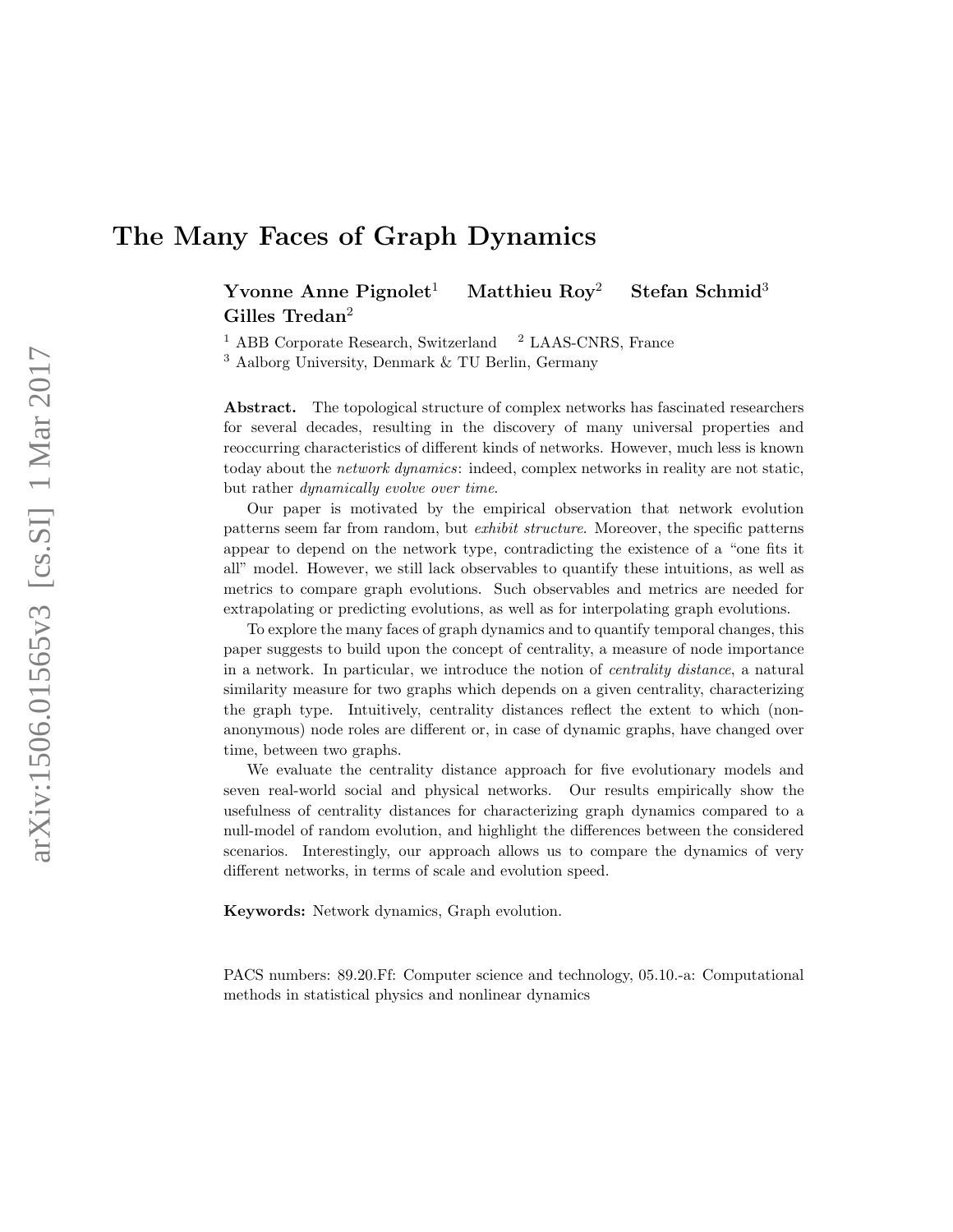# The Many Faces of Graph Dynamics

**Yvonne Anne Pignolet**[1] **Matthieu Roy**[2] **Stefan Schmid**[3] **Gilles Tredan**[2]

[1] ABB Corporate Research, Switzerland [2] LAAS-CNRS, France
[3] Aalborg University, Denmark & TU Berlin, Germany

**Abstract.** The topological structure of complex networks has fascinated researchers for several decades, resulting in the discovery of many universal properties and reoccurring characteristics of different kinds of networks. However, much less is known today about the *network dynamics*: indeed, complex networks in reality are not static, but rather *dynamically evolve over time*.

Our paper is motivated by the empirical observation that network evolution patterns seem far from random, but *exhibit structure*. Moreover, the specific patterns appear to depend on the network type, contradicting the existence of a "one fits it all" model. However, we still lack observables to quantify these intuitions, as well as metrics to compare graph evolutions. Such observables and metrics are needed for extrapolating or predicting evolutions, as well as for interpolating graph evolutions.

To explore the many faces of graph dynamics and to quantify temporal changes, this paper suggests to build upon the concept of centrality, a measure of node importance in a network. In particular, we introduce the notion of *centrality distance*, a natural similarity measure for two graphs which depends on a given centrality, characterizing the graph type. Intuitively, centrality distances reflect the extent to which (non-anonymous) node roles are different or, in case of dynamic graphs, have changed over time, between two graphs.

We evaluate the centrality distance approach for five evolutionary models and seven real-world social and physical networks. Our results empirically show the usefulness of centrality distances for characterizing graph dynamics compared to a null-model of random evolution, and highlight the differences between the considered scenarios. Interestingly, our approach allows us to compare the dynamics of very different networks, in terms of scale and evolution speed.

**Keywords:** Network dynamics, Graph evolution.

PACS numbers: 89.20.Ff: Computer science and technology, 05.10.-a: Computational methods in statistical physics and nonlinear dynamics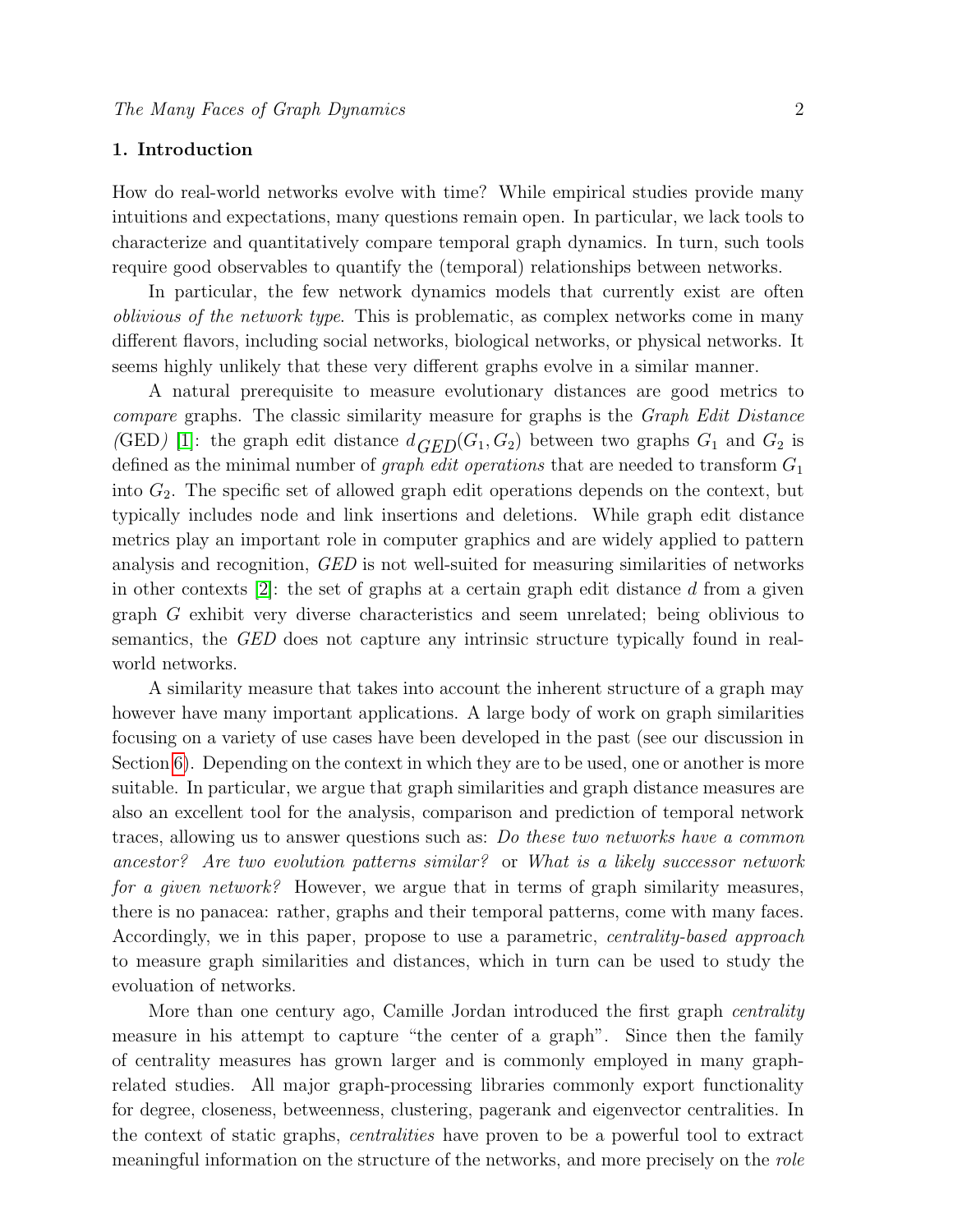## 1. Introduction

How do real-world networks evolve with time? While empirical studies provide many intuitions and expectations, many questions remain open. In particular, we lack tools to characterize and quantitatively compare temporal graph dynamics. In turn, such tools require good observables to quantify the (temporal) relationships between networks.

In particular, the few network dynamics models that currently exist are often *oblivious of the network type*. This is problematic, as complex networks come in many different flavors, including social networks, biological networks, or physical networks. It seems highly unlikely that these very different graphs evolve in a similar manner.

A natural prerequisite to measure evolutionary distances are good metrics to *compare* graphs. The classic similarity measure for graphs is the *Graph Edit Distance (*GED*)* [1]: the graph edit distance $d_{GED}(G_1, G_2)$ between two graphs $G_1$ and $G_2$ is defined as the minimal number of *graph edit operations* that are needed to transform $G_1$ into $G_2$. The specific set of allowed graph edit operations depends on the context, but typically includes node and link insertions and deletions. While graph edit distance metrics play an important role in computer graphics and are widely applied to pattern analysis and recognition, *GED* is not well-suited for measuring similarities of networks in other contexts [2]: the set of graphs at a certain graph edit distance $d$ from a given graph $G$ exhibit very diverse characteristics and seem unrelated; being oblivious to semantics, the *GED* does not capture any intrinsic structure typically found in real-world networks.

A similarity measure that takes into account the inherent structure of a graph may however have many important applications. A large body of work on graph similarities focusing on a variety of use cases have been developed in the past (see our discussion in Section 6). Depending on the context in which they are to be used, one or another is more suitable. In particular, we argue that graph similarities and graph distance measures are also an excellent tool for the analysis, comparison and prediction of temporal network traces, allowing us to answer questions such as: *Do these two networks have a common ancestor? Are two evolution patterns similar?* or *What is a likely successor network for a given network?* However, we argue that in terms of graph similarity measures, there is no panacea: rather, graphs and their temporal patterns, come with many faces. Accordingly, we in this paper, propose to use a parametric, *centrality-based approach* to measure graph similarities and distances, which in turn can be used to study the evoluation of networks.

More than one century ago, Camille Jordan introduced the first graph *centrality* measure in his attempt to capture "the center of a graph". Since then the family of centrality measures has grown larger and is commonly employed in many graph-related studies. All major graph-processing libraries commonly export functionality for degree, closeness, betweenness, clustering, pagerank and eigenvector centralities. In the context of static graphs, *centralities* have proven to be a powerful tool to extract meaningful information on the structure of the networks, and more precisely on the *role*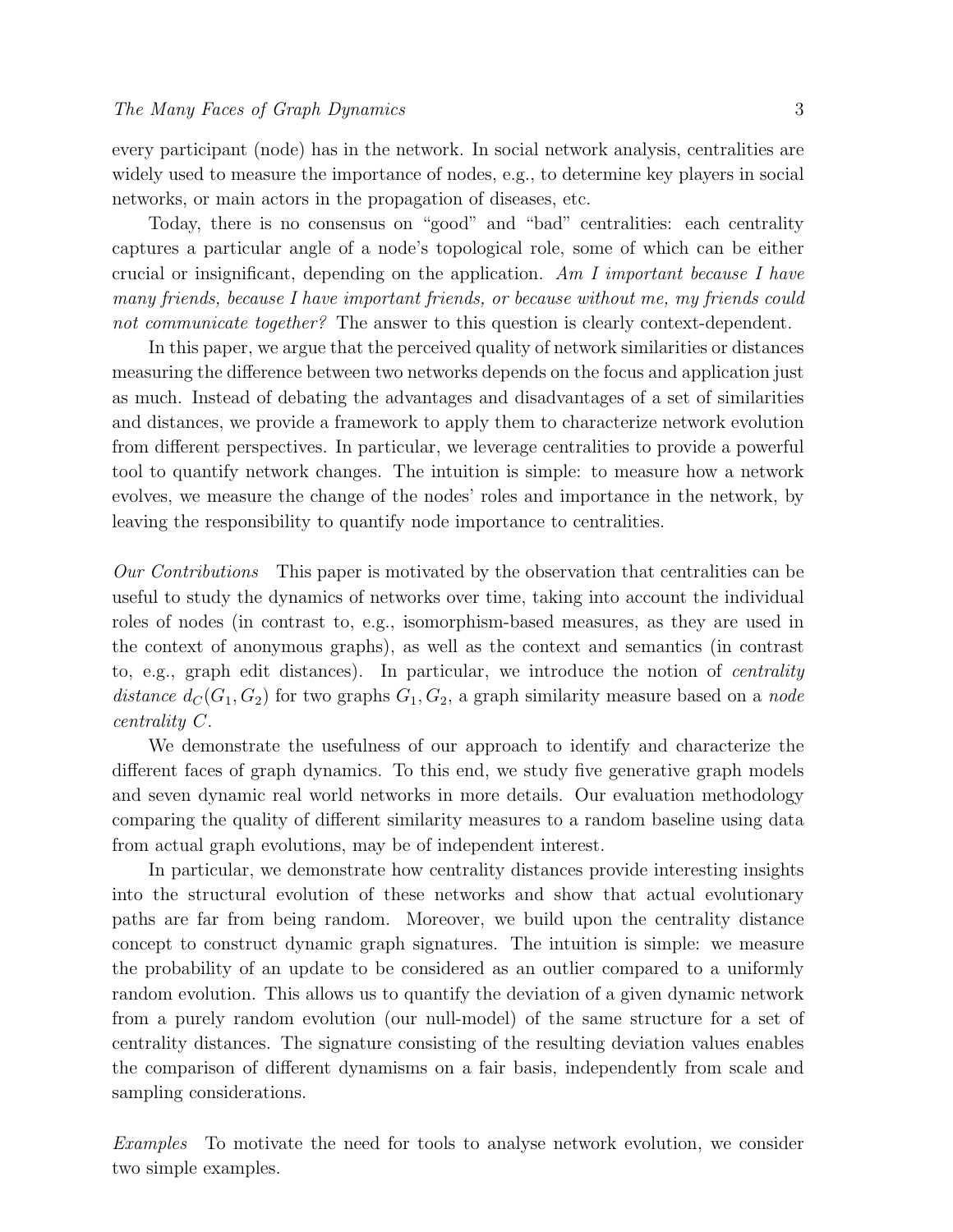every participant (node) has in the network. In social network analysis, centralities are widely used to measure the importance of nodes, e.g., to determine key players in social networks, or main actors in the propagation of diseases, etc.

Today, there is no consensus on “good” and “bad” centralities: each centrality captures a particular angle of a node’s topological role, some of which can be either crucial or insignificant, depending on the application. *Am I important because I have many friends, because I have important friends, or because without me, my friends could not communicate together?* The answer to this question is clearly context-dependent.

In this paper, we argue that the perceived quality of network similarities or distances measuring the difference between two networks depends on the focus and application just as much. Instead of debating the advantages and disadvantages of a set of similarities and distances, we provide a framework to apply them to characterize network evolution from different perspectives. In particular, we leverage centralities to provide a powerful tool to quantify network changes. The intuition is simple: to measure how a network evolves, we measure the change of the nodes’ roles and importance in the network, by leaving the responsibility to quantify node importance to centralities.

*Our Contributions* This paper is motivated by the observation that centralities can be useful to study the dynamics of networks over time, taking into account the individual roles of nodes (in contrast to, e.g., isomorphism-based measures, as they are used in the context of anonymous graphs), as well as the context and semantics (in contrast to, e.g., graph edit distances). In particular, we introduce the notion of *centrality distance* $d_C(G_1, G_2)$ for two graphs $G_1, G_2$, a graph similarity measure based on a *node centrality* $C$.

We demonstrate the usefulness of our approach to identify and characterize the different faces of graph dynamics. To this end, we study five generative graph models and seven dynamic real world networks in more details. Our evaluation methodology comparing the quality of different similarity measures to a random baseline using data from actual graph evolutions, may be of independent interest.

In particular, we demonstrate how centrality distances provide interesting insights into the structural evolution of these networks and show that actual evolutionary paths are far from being random. Moreover, we build upon the centrality distance concept to construct dynamic graph signatures. The intuition is simple: we measure the probability of an update to be considered as an outlier compared to a uniformly random evolution. This allows us to quantify the deviation of a given dynamic network from a purely random evolution (our null-model) of the same structure for a set of centrality distances. The signature consisting of the resulting deviation values enables the comparison of different dynamisms on a fair basis, independently from scale and sampling considerations.

*Examples* To motivate the need for tools to analyse network evolution, we consider two simple examples.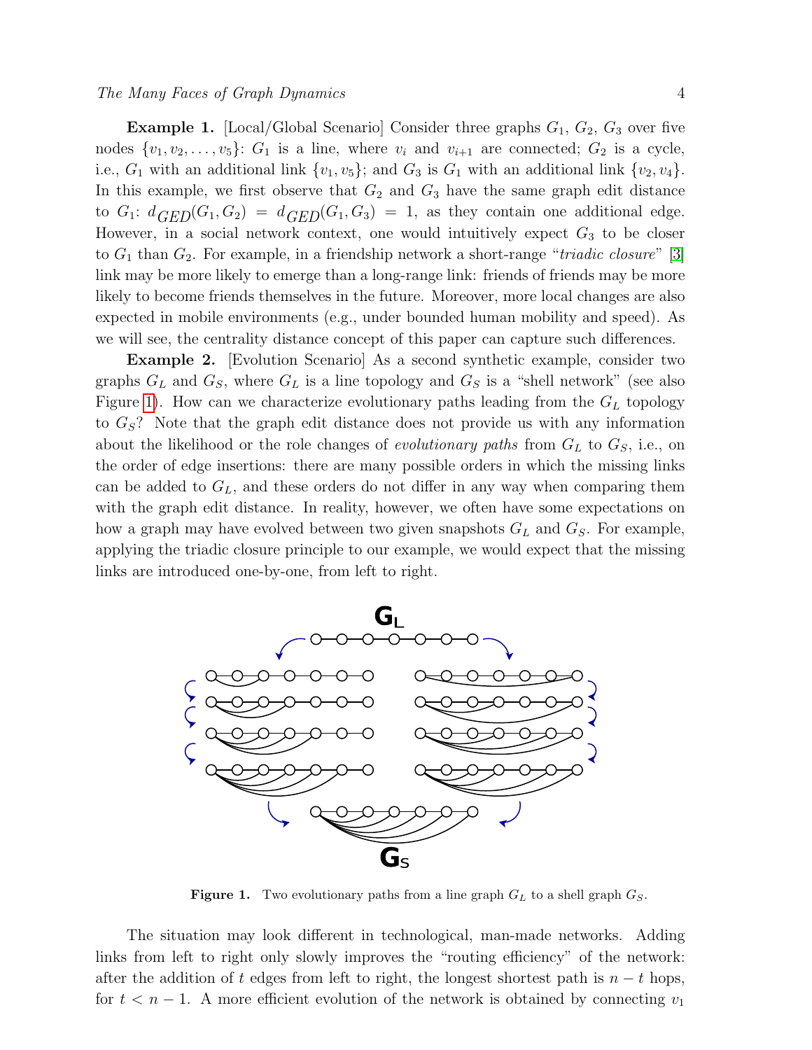**Example 1.** [Local/Global Scenario] Consider three graphs $G_1$, $G_2$, $G_3$ over five nodes $\{v_1, v_2, \ldots, v_5\}$: $G_1$ is a line, where $v_i$ and $v_{i+1}$ are connected; $G_2$ is a cycle, i.e., $G_1$ with an additional link $\{v_1, v_5\}$; and $G_3$ is $G_1$ with an additional link $\{v_2, v_4\}$. In this example, we first observe that $G_2$ and $G_3$ have the same graph edit distance to $G_1$: $d_{GED}(G_1, G_2) = d_{GED}(G_1, G_3) = 1$, as they contain one additional edge. However, in a social network context, one would intuitively expect $G_3$ to be closer to $G_1$ than $G_2$. For example, in a friendship network a short-range "*triadic closure*" [3] link may be more likely to emerge than a long-range link: friends of friends may be more likely to become friends themselves in the future. Moreover, more local changes are also expected in mobile environments (e.g., under bounded human mobility and speed). As we will see, the centrality distance concept of this paper can capture such differences.

**Example 2.** [Evolution Scenario] As a second synthetic example, consider two graphs $G_L$ and $G_S$, where $G_L$ is a line topology and $G_S$ is a "shell network" (see also Figure 1). How can we characterize evolutionary paths leading from the $G_L$ topology to $G_S$? Note that the graph edit distance does not provide us with any information about the likelihood or the role changes of *evolutionary paths* from $G_L$ to $G_S$, i.e., on the order of edge insertions: there are many possible orders in which the missing links can be added to $G_L$, and these orders do not differ in any way when comparing them with the graph edit distance. In reality, however, we often have some expectations on how a graph may have evolved between two given snapshots $G_L$ and $G_S$. For example, applying the triadic closure principle to our example, we would expect that the missing links are introduced one-by-one, from left to right.

**Figure 1.** Two evolutionary paths from a line graph $G_L$ to a shell graph $G_S$.

The situation may look different in technological, man-made networks. Adding links from left to right only slowly improves the "routing efficiency" of the network: after the addition of $t$ edges from left to right, the longest shortest path is $n - t$ hops, for $t < n - 1$. A more efficient evolution of the network is obtained by connecting $v_1$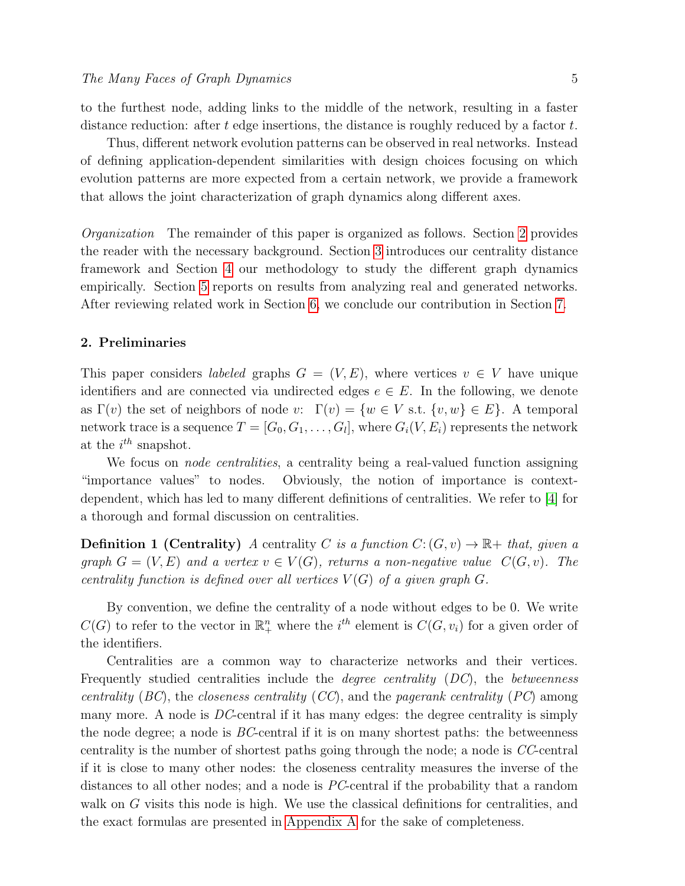to the furthest node, adding links to the middle of the network, resulting in a faster distance reduction: after $t$ edge insertions, the distance is roughly reduced by a factor $t$.

Thus, different network evolution patterns can be observed in real networks. Instead of defining application-dependent similarities with design choices focusing on which evolution patterns are more expected from a certain network, we provide a framework that allows the joint characterization of graph dynamics along different axes.

*Organization* The remainder of this paper is organized as follows. Section 2 provides the reader with the necessary background. Section 3 introduces our centrality distance framework and Section 4 our methodology to study the different graph dynamics empirically. Section 5 reports on results from analyzing real and generated networks. After reviewing related work in Section 6, we conclude our contribution in Section 7.

## 2. Preliminaries

This paper considers *labeled* graphs $G = (V, E)$, where vertices $v \in V$ have unique identifiers and are connected via undirected edges $e \in E$. In the following, we denote as $\Gamma(v)$ the set of neighbors of node $v$: $\Gamma(v) = \{w \in V \text{ s.t. } \{v, w\} \in E\}$. A temporal network trace is a sequence $T = [G_0, G_1, \ldots, G_l]$, where $G_i(V, E_i)$ represents the network at the $i^{th}$ snapshot.

We focus on *node centralities*, a centrality being a real-valued function assigning "importance values" to nodes. Obviously, the notion of importance is context-dependent, which has led to many different definitions of centralities. We refer to [4] for a thorough and formal discussion on centralities.

**Definition 1 (Centrality)** *A* centrality $C$ *is a function* $C\colon (G, v) \to \mathbb{R}+$ *that, given a graph* $G = (V, E)$ *and a vertex* $v \in V(G)$*, returns a non-negative value* $C(G, v)$*. The centrality function is defined over all vertices* $V(G)$ *of a given graph* $G$*.*

By convention, we define the centrality of a node without edges to be 0. We write $C(G)$ to refer to the vector in $\mathbb{R}^n_+$ where the $i^{th}$ element is $C(G, v_i)$ for a given order of the identifiers.

Centralities are a common way to characterize networks and their vertices. Frequently studied centralities include the *degree centrality* (*DC*), the *betweenness centrality* (*BC*), the *closeness centrality* (*CC*), and the *pagerank centrality* (*PC*) among many more. A node is *DC*-central if it has many edges: the degree centrality is simply the node degree; a node is *BC*-central if it is on many shortest paths: the betweenness centrality is the number of shortest paths going through the node; a node is *CC*-central if it is close to many other nodes: the closeness centrality measures the inverse of the distances to all other nodes; and a node is *PC*-central if the probability that a random walk on $G$ visits this node is high. We use the classical definitions for centralities, and the exact formulas are presented in Appendix A for the sake of completeness.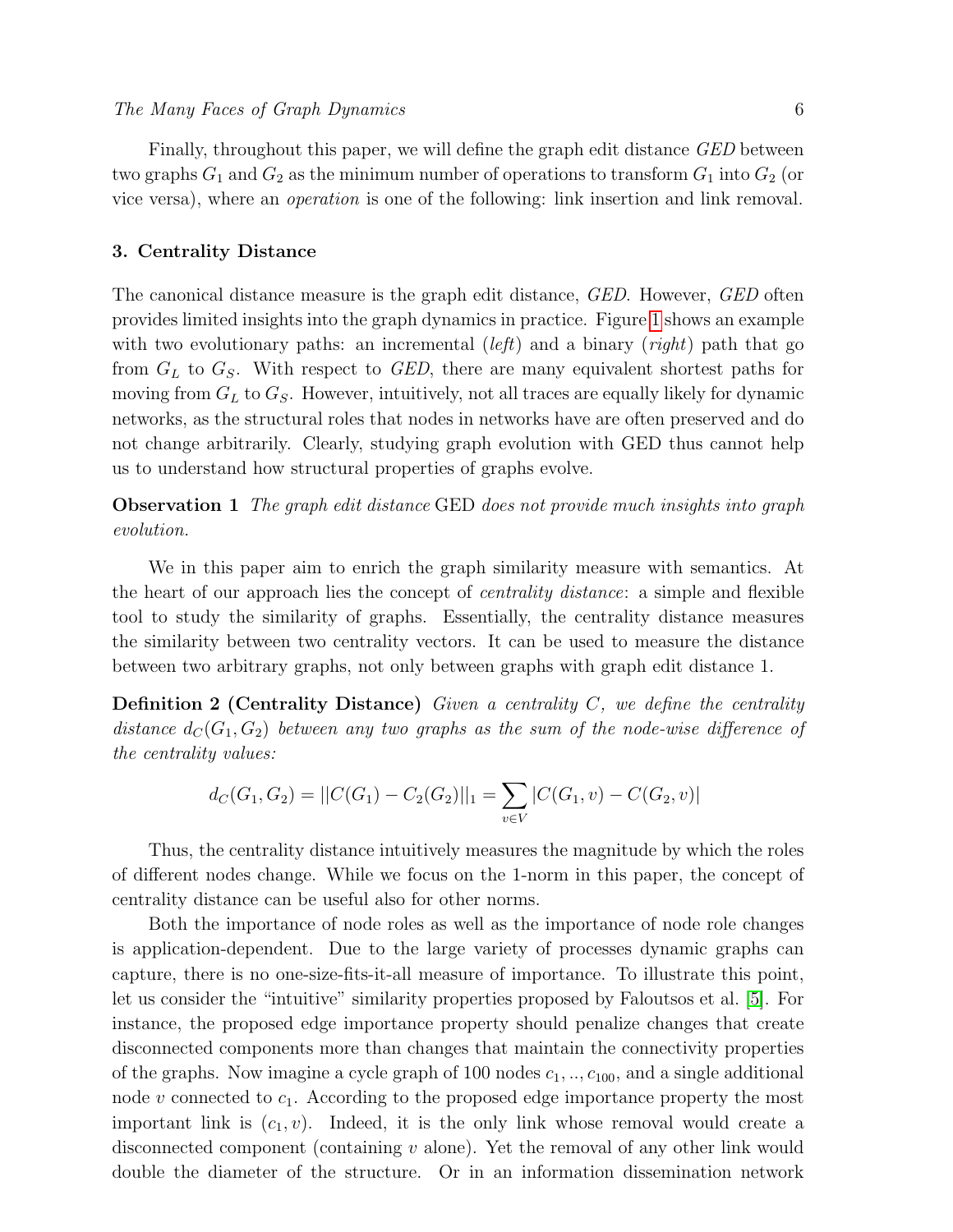Finally, throughout this paper, we will define the graph edit distance *GED* between two graphs $G_1$ and $G_2$ as the minimum number of operations to transform $G_1$ into $G_2$ (or vice versa), where an *operation* is one of the following: link insertion and link removal.

## 3. Centrality Distance

The canonical distance measure is the graph edit distance, *GED*. However, *GED* often provides limited insights into the graph dynamics in practice. Figure 1 shows an example with two evolutionary paths: an incremental (*left*) and a binary (*right*) path that go from $G_L$ to $G_S$. With respect to *GED*, there are many equivalent shortest paths for moving from $G_L$ to $G_S$. However, intuitively, not all traces are equally likely for dynamic networks, as the structural roles that nodes in networks have are often preserved and do not change arbitrarily. Clearly, studying graph evolution with GED thus cannot help us to understand how structural properties of graphs evolve.

**Observation 1** *The graph edit distance* GED *does not provide much insights into graph evolution.*

We in this paper aim to enrich the graph similarity measure with semantics. At the heart of our approach lies the concept of *centrality distance*: a simple and flexible tool to study the similarity of graphs. Essentially, the centrality distance measures the similarity between two centrality vectors. It can be used to measure the distance between two arbitrary graphs, not only between graphs with graph edit distance 1.

**Definition 2 (Centrality Distance)** *Given a centrality C, we define the centrality distance $d_C(G_1, G_2)$ between any two graphs as the sum of the node-wise difference of the centrality values:*

$$d_C(G_1, G_2) = ||C(G_1) - C_2(G_2)||_1 = \sum_{v \in V} |C(G_1, v) - C(G_2, v)|$$

Thus, the centrality distance intuitively measures the magnitude by which the roles of different nodes change. While we focus on the 1-norm in this paper, the concept of centrality distance can be useful also for other norms.

Both the importance of node roles as well as the importance of node role changes is application-dependent. Due to the large variety of processes dynamic graphs can capture, there is no one-size-fits-it-all measure of importance. To illustrate this point, let us consider the "intuitive" similarity properties proposed by Faloutsos et al. [5]. For instance, the proposed edge importance property should penalize changes that create disconnected components more than changes that maintain the connectivity properties of the graphs. Now imagine a cycle graph of 100 nodes $c_1, .., c_{100}$, and a single additional node $v$ connected to $c_1$. According to the proposed edge importance property the most important link is $(c_1, v)$. Indeed, it is the only link whose removal would create a disconnected component (containing $v$ alone). Yet the removal of any other link would double the diameter of the structure. Or in an information dissemination network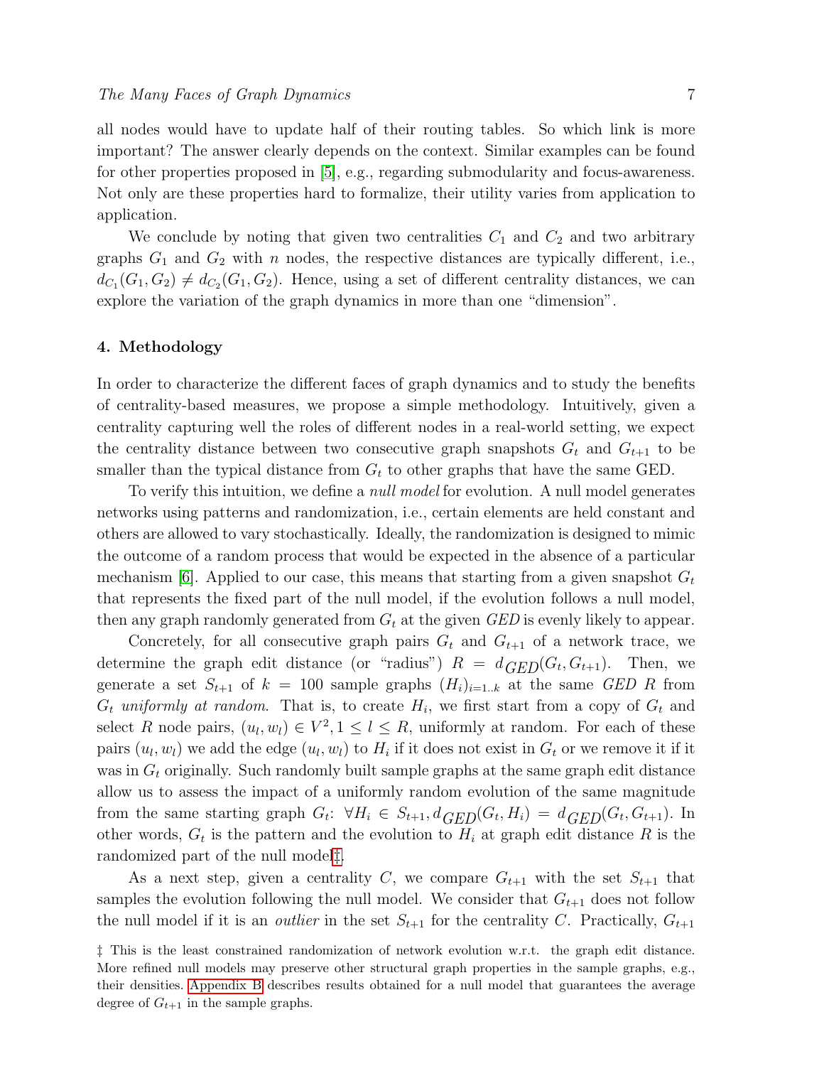all nodes would have to update half of their routing tables. So which link is more important? The answer clearly depends on the context. Similar examples can be found for other properties proposed in [5], e.g., regarding submodularity and focus-awareness. Not only are these properties hard to formalize, their utility varies from application to application.

We conclude by noting that given two centralities $C_1$ and $C_2$ and two arbitrary graphs $G_1$ and $G_2$ with $n$ nodes, the respective distances are typically different, i.e., $d_{C_1}(G_1, G_2) \neq d_{C_2}(G_1, G_2)$. Hence, using a set of different centrality distances, we can explore the variation of the graph dynamics in more than one "dimension".

## 4. Methodology

In order to characterize the different faces of graph dynamics and to study the benefits of centrality-based measures, we propose a simple methodology. Intuitively, given a centrality capturing well the roles of different nodes in a real-world setting, we expect the centrality distance between two consecutive graph snapshots $G_t$ and $G_{t+1}$ to be smaller than the typical distance from $G_t$ to other graphs that have the same GED.

To verify this intuition, we define a *null model* for evolution. A null model generates networks using patterns and randomization, i.e., certain elements are held constant and others are allowed to vary stochastically. Ideally, the randomization is designed to mimic the outcome of a random process that would be expected in the absence of a particular mechanism [6]. Applied to our case, this means that starting from a given snapshot $G_t$ that represents the fixed part of the null model, if the evolution follows a null model, then any graph randomly generated from $G_t$ at the given *GED* is evenly likely to appear.

Concretely, for all consecutive graph pairs $G_t$ and $G_{t+1}$ of a network trace, we determine the graph edit distance (or "radius") $R = d_{GED}(G_t, G_{t+1})$. Then, we generate a set $S_{t+1}$ of $k = 100$ sample graphs $(H_i)_{i=1..k}$ at the same *GED* $R$ from $G_t$ *uniformly at random*. That is, to create $H_i$, we first start from a copy of $G_t$ and select $R$ node pairs, $(u_l, w_l) \in V^2, 1 \leq l \leq R$, uniformly at random. For each of these pairs $(u_l, w_l)$ we add the edge $(u_l, w_l)$ to $H_i$ if it does not exist in $G_t$ or we remove it if it was in $G_t$ originally. Such randomly built sample graphs at the same graph edit distance allow us to assess the impact of a uniformly random evolution of the same magnitude from the same starting graph $G_t$: $\forall H_i \in S_{t+1}, d_{GED}(G_t, H_i) = d_{GED}(G_t, G_{t+1})$. In other words, $G_t$ is the pattern and the evolution to $H_i$ at graph edit distance $R$ is the randomized part of the null model‡.

As a next step, given a centrality $C$, we compare $G_{t+1}$ with the set $S_{t+1}$ that samples the evolution following the null model. We consider that $G_{t+1}$ does not follow the null model if it is an *outlier* in the set $S_{t+1}$ for the centrality $C$. Practically, $G_{t+1}$

‡ This is the least constrained randomization of network evolution w.r.t. the graph edit distance. More refined null models may preserve other structural graph properties in the sample graphs, e.g., their densities. Appendix B describes results obtained for a null model that guarantees the average degree of $G_{t+1}$ in the sample graphs.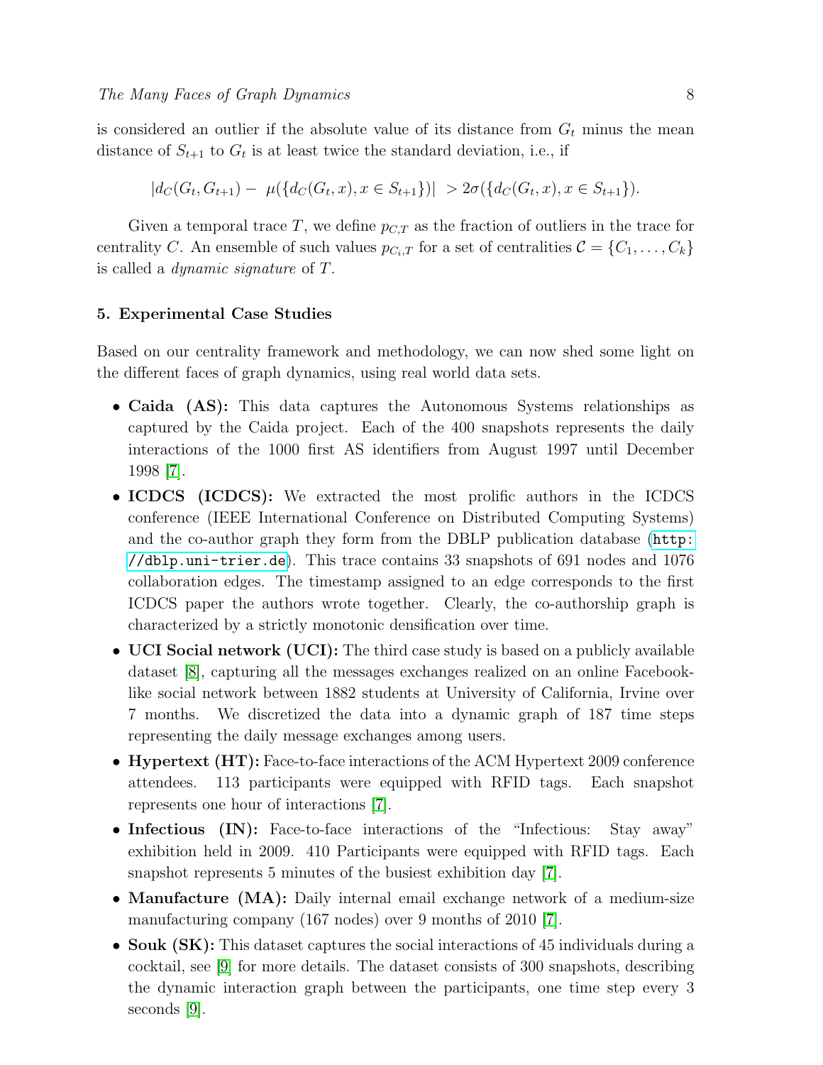is considered an outlier if the absolute value of its distance from $G_t$ minus the mean distance of $S_{t+1}$ to $G_t$ is at least twice the standard deviation, i.e., if

$$|d_C(G_t, G_{t+1}) - \mu(\{d_C(G_t, x), x \in S_{t+1}\})| > 2\sigma(\{d_C(G_t, x), x \in S_{t+1}\}).$$

Given a temporal trace $T$, we define $p_{C,T}$ as the fraction of outliers in the trace for centrality $C$. An ensemble of such values $p_{C_i,T}$ for a set of centralities $\mathcal{C} = \{C_1, \ldots, C_k\}$ is called a *dynamic signature* of $T$.

## 5. Experimental Case Studies

Based on our centrality framework and methodology, we can now shed some light on the different faces of graph dynamics, using real world data sets.

- **Caida (AS):** This data captures the Autonomous Systems relationships as captured by the Caida project. Each of the 400 snapshots represents the daily interactions of the 1000 first AS identifiers from August 1997 until December 1998 [7].
- **ICDCS (ICDCS):** We extracted the most prolific authors in the ICDCS conference (IEEE International Conference on Distributed Computing Systems) and the co-author graph they form from the DBLP publication database (`http://dblp.uni-trier.de`). This trace contains 33 snapshots of 691 nodes and 1076 collaboration edges. The timestamp assigned to an edge corresponds to the first ICDCS paper the authors wrote together. Clearly, the co-authorship graph is characterized by a strictly monotonic densification over time.
- **UCI Social network (UCI):** The third case study is based on a publicly available dataset [8], capturing all the messages exchanges realized on an online Facebook-like social network between 1882 students at University of California, Irvine over 7 months. We discretized the data into a dynamic graph of 187 time steps representing the daily message exchanges among users.
- **Hypertext (HT):** Face-to-face interactions of the ACM Hypertext 2009 conference attendees. 113 participants were equipped with RFID tags. Each snapshot represents one hour of interactions [7].
- **Infectious (IN):** Face-to-face interactions of the "Infectious: Stay away" exhibition held in 2009. 410 Participants were equipped with RFID tags. Each snapshot represents 5 minutes of the busiest exhibition day [7].
- **Manufacture (MA):** Daily internal email exchange network of a medium-size manufacturing company (167 nodes) over 9 months of 2010 [7].
- **Souk (SK):** This dataset captures the social interactions of 45 individuals during a cocktail, see [9] for more details. The dataset consists of 300 snapshots, describing the dynamic interaction graph between the participants, one time step every 3 seconds [9].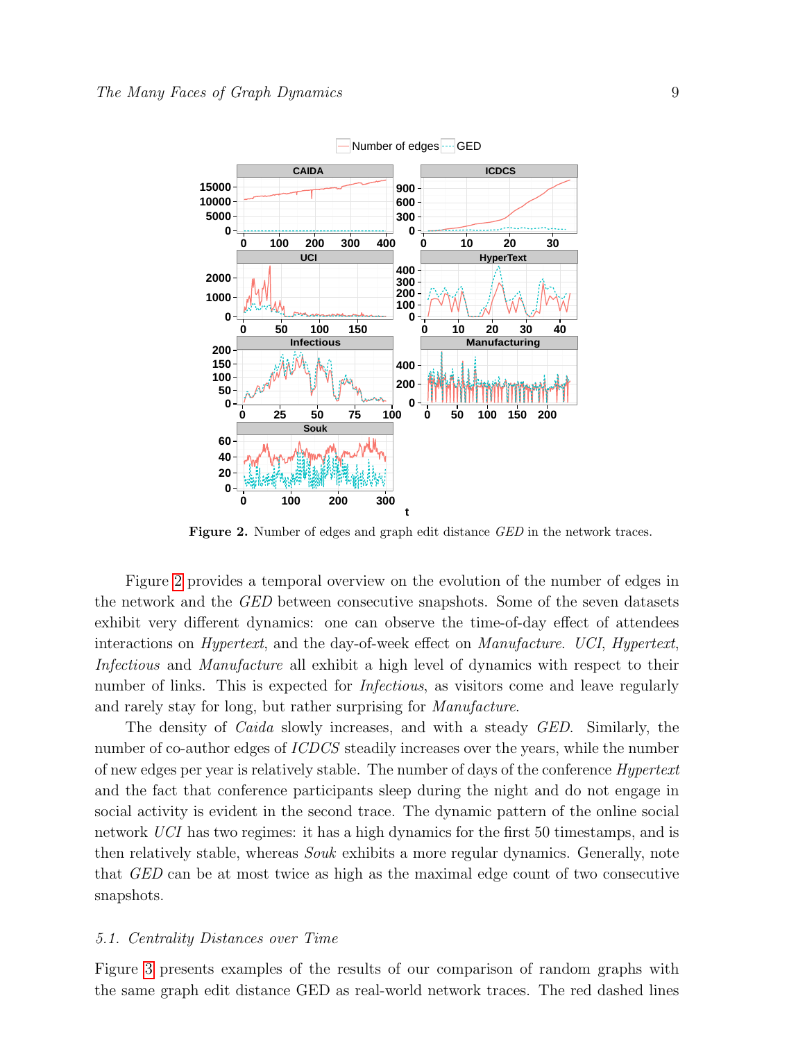**Figure 2.** Number of edges and graph edit distance *GED* in the network traces.

Figure 2 provides a temporal overview on the evolution of the number of edges in the network and the *GED* between consecutive snapshots. Some of the seven datasets exhibit very different dynamics: one can observe the time-of-day effect of attendees interactions on *Hypertext*, and the day-of-week effect on *Manufacture*. *UCI*, *Hypertext*, *Infectious* and *Manufacture* all exhibit a high level of dynamics with respect to their number of links. This is expected for *Infectious*, as visitors come and leave regularly and rarely stay for long, but rather surprising for *Manufacture*.

The density of *Caida* slowly increases, and with a steady *GED*. Similarly, the number of co-author edges of *ICDCS* steadily increases over the years, while the number of new edges per year is relatively stable. The number of days of the conference *Hypertext* and the fact that conference participants sleep during the night and do not engage in social activity is evident in the second trace. The dynamic pattern of the online social network *UCI* has two regimes: it has a high dynamics for the first 50 timestamps, and is then relatively stable, whereas *Souk* exhibits a more regular dynamics. Generally, note that *GED* can be at most twice as high as the maximal edge count of two consecutive snapshots.

### 5.1. Centrality Distances over Time

Figure 3 presents examples of the results of our comparison of random graphs with the same graph edit distance GED as real-world network traces. The red dashed lines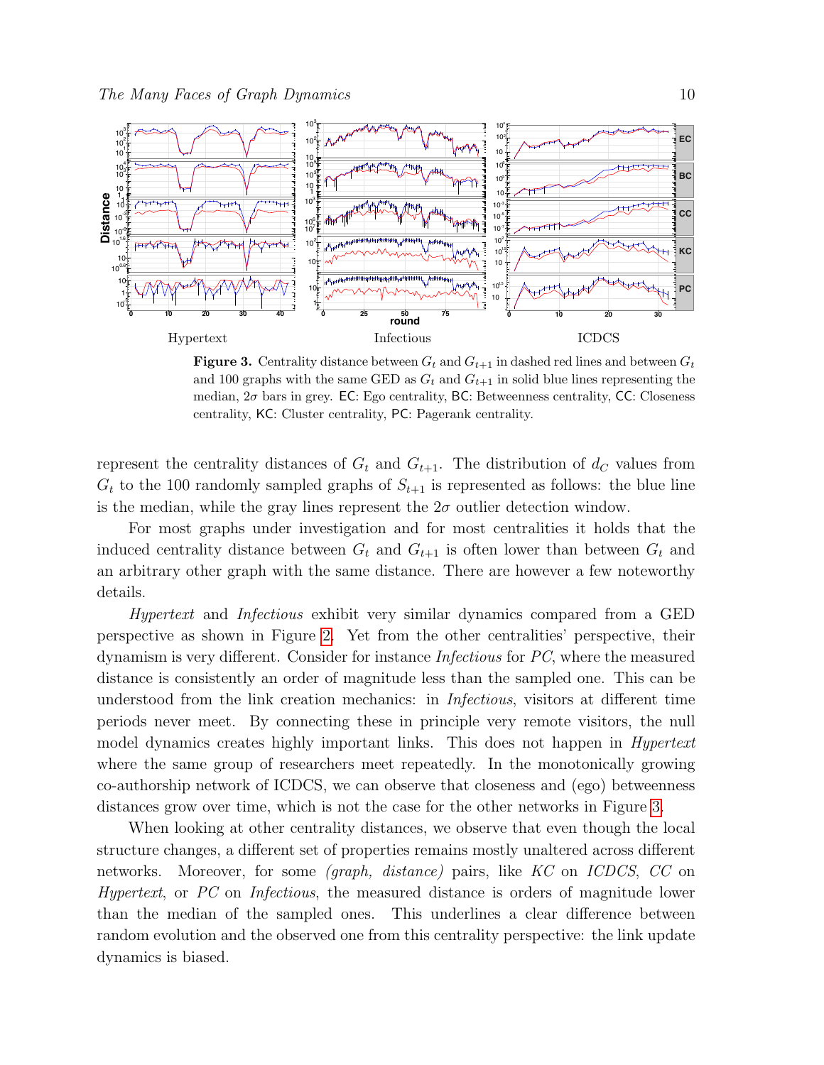Hypertext Infectious ICDCS

**Figure 3.** Centrality distance between $G_t$ and $G_{t+1}$ in dashed red lines and between $G_t$ and 100 graphs with the same GED as $G_t$ and $G_{t+1}$ in solid blue lines representing the median, $2\sigma$ bars in grey. EC: Ego centrality, BC: Betweenness centrality, CC: Closeness centrality, KC: Cluster centrality, PC: Pagerank centrality.

represent the centrality distances of $G_t$ and $G_{t+1}$. The distribution of $d_C$ values from $G_t$ to the 100 randomly sampled graphs of $S_{t+1}$ is represented as follows: the blue line is the median, while the gray lines represent the $2\sigma$ outlier detection window.

For most graphs under investigation and for most centralities it holds that the induced centrality distance between $G_t$ and $G_{t+1}$ is often lower than between $G_t$ and an arbitrary other graph with the same distance. There are however a few noteworthy details.

*Hypertext* and *Infectious* exhibit very similar dynamics compared from a GED perspective as shown in Figure 2. Yet from the other centralities' perspective, their dynamism is very different. Consider for instance *Infectious* for *PC*, where the measured distance is consistently an order of magnitude less than the sampled one. This can be understood from the link creation mechanics: in *Infectious*, visitors at different time periods never meet. By connecting these in principle very remote visitors, the null model dynamics creates highly important links. This does not happen in *Hypertext* where the same group of researchers meet repeatedly. In the monotonically growing co-authorship network of ICDCS, we can observe that closeness and (ego) betweenness distances grow over time, which is not the case for the other networks in Figure 3.

When looking at other centrality distances, we observe that even though the local structure changes, a different set of properties remains mostly unaltered across different networks. Moreover, for some *(graph, distance)* pairs, like *KC* on *ICDCS*, *CC* on *Hypertext*, or *PC* on *Infectious*, the measured distance is orders of magnitude lower than the median of the sampled ones. This underlines a clear difference between random evolution and the observed one from this centrality perspective: the link update dynamics is biased.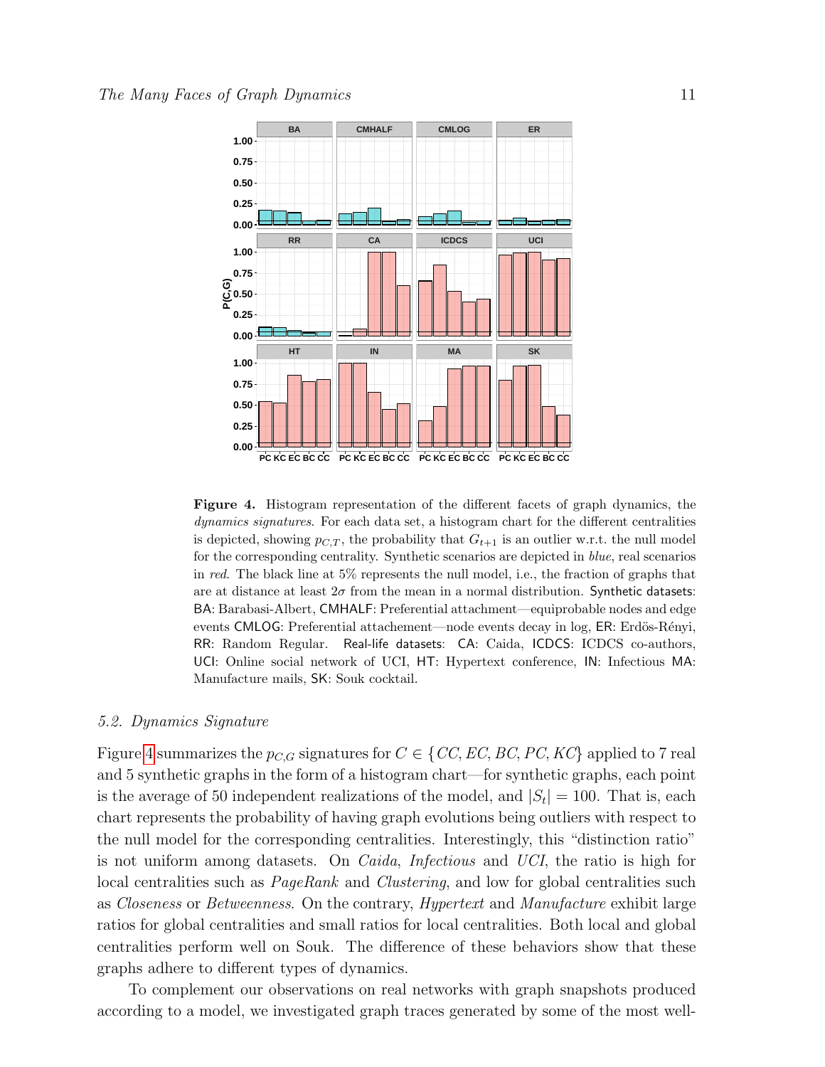**Figure 4.** Histogram representation of the different facets of graph dynamics, the *dynamics signatures*. For each data set, a histogram chart for the different centralities is depicted, showing $p_{C,T}$, the probability that $G_{t+1}$ is an outlier w.r.t. the null model for the corresponding centrality. Synthetic scenarios are depicted in *blue*, real scenarios in *red*. The black line at 5% represents the null model, i.e., the fraction of graphs that are at distance at least $2\sigma$ from the mean in a normal distribution. Synthetic datasets: BA: Barabasi-Albert, CMHALF: Preferential attachment—equiprobable nodes and edge events CMLOG: Preferential attachement—node events decay in log, ER: Erdös-Rényi, RR: Random Regular. Real-life datasets: CA: Caida, ICDCS: ICDCS co-authors, UCI: Online social network of UCI, HT: Hypertext conference, IN: Infectious MA: Manufacture mails, SK: Souk cocktail.

### 5.2. Dynamics Signature

Figure 4 summarizes the $p_{C,G}$ signatures for $C \in \{CC, EC, BC, PC, KC\}$ applied to 7 real and 5 synthetic graphs in the form of a histogram chart—for synthetic graphs, each point is the average of 50 independent realizations of the model, and $|S_t| = 100$. That is, each chart represents the probability of having graph evolutions being outliers with respect to the null model for the corresponding centralities. Interestingly, this "distinction ratio" is not uniform among datasets. On *Caida*, *Infectious* and *UCI*, the ratio is high for local centralities such as *PageRank* and *Clustering*, and low for global centralities such as *Closeness* or *Betweenness*. On the contrary, *Hypertext* and *Manufacture* exhibit large ratios for global centralities and small ratios for local centralities. Both local and global centralities perform well on Souk. The difference of these behaviors show that these graphs adhere to different types of dynamics.

To complement our observations on real networks with graph snapshots produced according to a model, we investigated graph traces generated by some of the most well-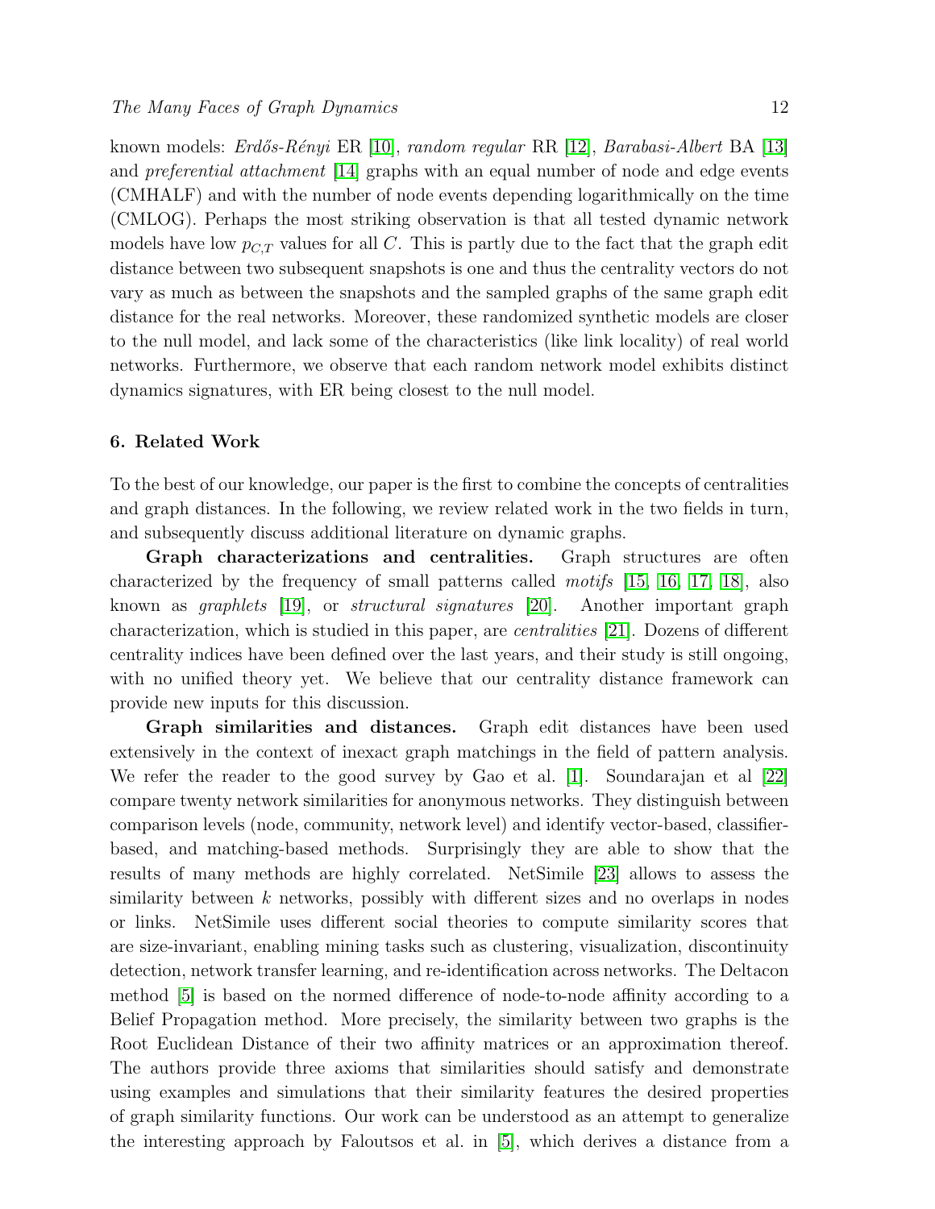known models: *Erdős-Rényi* ER [10], *random regular* RR [12], *Barabasi-Albert* BA [13] and *preferential attachment* [14] graphs with an equal number of node and edge events (CMHALF) and with the number of node events depending logarithmically on the time (CMLOG). Perhaps the most striking observation is that all tested dynamic network models have low $p_{C,T}$ values for all $C$. This is partly due to the fact that the graph edit distance between two subsequent snapshots is one and thus the centrality vectors do not vary as much as between the snapshots and the sampled graphs of the same graph edit distance for the real networks. Moreover, these randomized synthetic models are closer to the null model, and lack some of the characteristics (like link locality) of real world networks. Furthermore, we observe that each random network model exhibits distinct dynamics signatures, with ER being closest to the null model.

## 6. Related Work

To the best of our knowledge, our paper is the first to combine the concepts of centralities and graph distances. In the following, we review related work in the two fields in turn, and subsequently discuss additional literature on dynamic graphs.

**Graph characterizations and centralities.** Graph structures are often characterized by the frequency of small patterns called *motifs* [15, 16, 17, 18], also known as *graphlets* [19], or *structural signatures* [20]. Another important graph characterization, which is studied in this paper, are *centralities* [21]. Dozens of different centrality indices have been defined over the last years, and their study is still ongoing, with no unified theory yet. We believe that our centrality distance framework can provide new inputs for this discussion.

**Graph similarities and distances.** Graph edit distances have been used extensively in the context of inexact graph matchings in the field of pattern analysis. We refer the reader to the good survey by Gao et al. [1]. Soundarajan et al [22] compare twenty network similarities for anonymous networks. They distinguish between comparison levels (node, community, network level) and identify vector-based, classifier-based, and matching-based methods. Surprisingly they are able to show that the results of many methods are highly correlated. NetSimile [23] allows to assess the similarity between $k$ networks, possibly with different sizes and no overlaps in nodes or links. NetSimile uses different social theories to compute similarity scores that are size-invariant, enabling mining tasks such as clustering, visualization, discontinuity detection, network transfer learning, and re-identification across networks. The Deltacon method [5] is based on the normed difference of node-to-node affinity according to a Belief Propagation method. More precisely, the similarity between two graphs is the Root Euclidean Distance of their two affinity matrices or an approximation thereof. The authors provide three axioms that similarities should satisfy and demonstrate using examples and simulations that their similarity features the desired properties of graph similarity functions. Our work can be understood as an attempt to generalize the interesting approach by Faloutsos et al. in [5], which derives a distance from a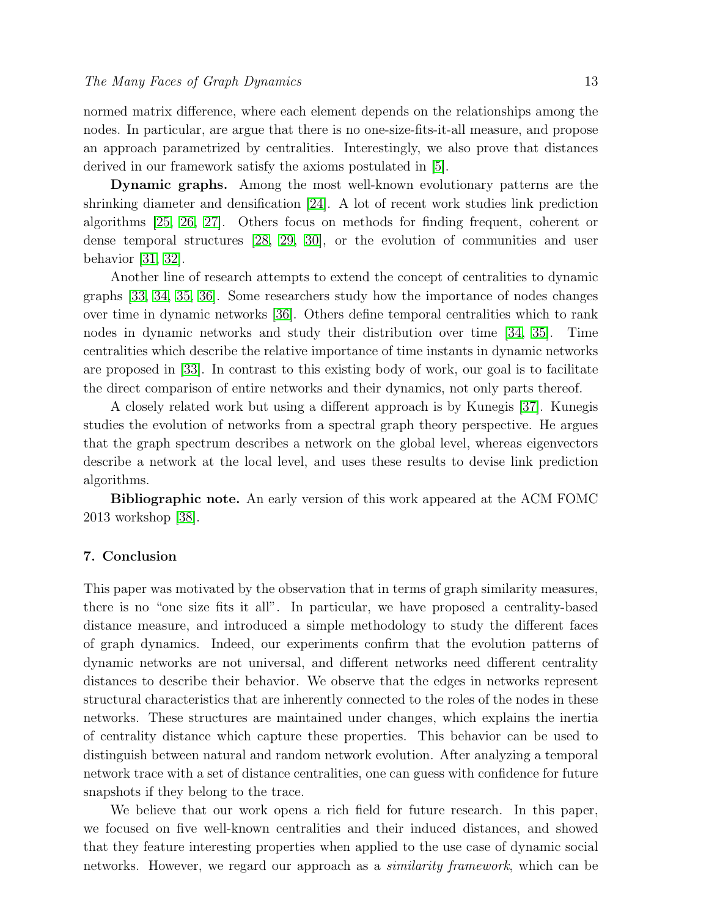normed matrix difference, where each element depends on the relationships among the nodes. In particular, are argue that there is no one-size-fits-it-all measure, and propose an approach parametrized by centralities. Interestingly, we also prove that distances derived in our framework satisfy the axioms postulated in [5].

**Dynamic graphs.** Among the most well-known evolutionary patterns are the shrinking diameter and densification [24]. A lot of recent work studies link prediction algorithms [25, 26, 27]. Others focus on methods for finding frequent, coherent or dense temporal structures [28, 29, 30], or the evolution of communities and user behavior [31, 32].

Another line of research attempts to extend the concept of centralities to dynamic graphs [33, 34, 35, 36]. Some researchers study how the importance of nodes changes over time in dynamic networks [36]. Others define temporal centralities which to rank nodes in dynamic networks and study their distribution over time [34, 35]. Time centralities which describe the relative importance of time instants in dynamic networks are proposed in [33]. In contrast to this existing body of work, our goal is to facilitate the direct comparison of entire networks and their dynamics, not only parts thereof.

A closely related work but using a different approach is by Kunegis [37]. Kunegis studies the evolution of networks from a spectral graph theory perspective. He argues that the graph spectrum describes a network on the global level, whereas eigenvectors describe a network at the local level, and uses these results to devise link prediction algorithms.

**Bibliographic note.** An early version of this work appeared at the ACM FOMC 2013 workshop [38].

## 7. Conclusion

This paper was motivated by the observation that in terms of graph similarity measures, there is no "one size fits it all". In particular, we have proposed a centrality-based distance measure, and introduced a simple methodology to study the different faces of graph dynamics. Indeed, our experiments confirm that the evolution patterns of dynamic networks are not universal, and different networks need different centrality distances to describe their behavior. We observe that the edges in networks represent structural characteristics that are inherently connected to the roles of the nodes in these networks. These structures are maintained under changes, which explains the inertia of centrality distance which capture these properties. This behavior can be used to distinguish between natural and random network evolution. After analyzing a temporal network trace with a set of distance centralities, one can guess with confidence for future snapshots if they belong to the trace.

We believe that our work opens a rich field for future research. In this paper, we focused on five well-known centralities and their induced distances, and showed that they feature interesting properties when applied to the use case of dynamic social networks. However, we regard our approach as a *similarity framework*, which can be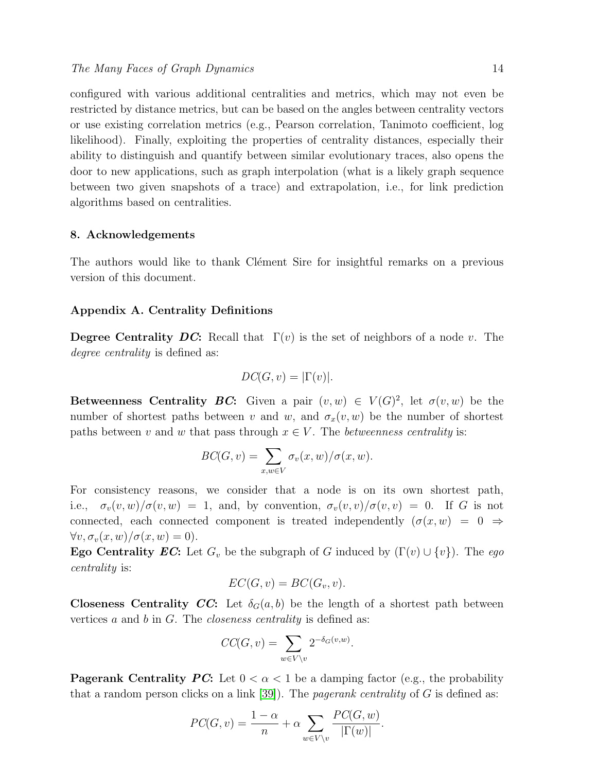configured with various additional centralities and metrics, which may not even be restricted by distance metrics, but can be based on the angles between centrality vectors or use existing correlation metrics (e.g., Pearson correlation, Tanimoto coefficient, log likelihood). Finally, exploiting the properties of centrality distances, especially their ability to distinguish and quantify between similar evolutionary traces, also opens the door to new applications, such as graph interpolation (what is a likely graph sequence between two given snapshots of a trace) and extrapolation, i.e., for link prediction algorithms based on centralities.

## 8. Acknowledgements

The authors would like to thank Clément Sire for insightful remarks on a previous version of this document.

## Appendix A. Centrality Definitions

**Degree Centrality *DC*:** Recall that $\Gamma(v)$ is the set of neighbors of a node $v$. The *degree centrality* is defined as:

$$DC(G, v) = |\Gamma(v)|.$$

**Betweenness Centrality *BC*:** Given a pair $(v, w) \in V(G)^2$, let $\sigma(v, w)$ be the number of shortest paths between $v$ and $w$, and $\sigma_x(v, w)$ be the number of shortest paths between $v$ and $w$ that pass through $x \in V$. The *betweenness centrality* is:

$$BC(G, v) = \sum_{x, w \in V} \sigma_v(x, w)/\sigma(x, w).$$

For consistency reasons, we consider that a node is on its own shortest path, i.e., $\sigma_v(v, w)/\sigma(v, w) = 1$, and, by convention, $\sigma_v(v, v)/\sigma(v, v) = 0$. If $G$ is not connected, each connected component is treated independently ($\sigma(x, w) = 0 \Rightarrow \forall v, \sigma_v(x, w)/\sigma(x, w) = 0$).

**Ego Centrality *EC*:** Let $G_v$ be the subgraph of $G$ induced by $(\Gamma(v) \cup \{v\})$. The *ego centrality* is:

$$EC(G, v) = BC(G_v, v).$$

**Closeness Centrality *CC*:** Let $\delta_G(a, b)$ be the length of a shortest path between vertices $a$ and $b$ in $G$. The *closeness centrality* is defined as:

$$CC(G, v) = \sum_{w \in V \setminus v} 2^{-\delta_G(v, w)}.$$

**Pagerank Centrality *PC*:** Let $0 < \alpha < 1$ be a damping factor (e.g., the probability that a random person clicks on a link [39]). The *pagerank centrality* of $G$ is defined as:

$$PC(G, v) = \frac{1 - \alpha}{n} + \alpha \sum_{w \in V \setminus v} \frac{PC(G, w)}{|\Gamma(w)|}.$$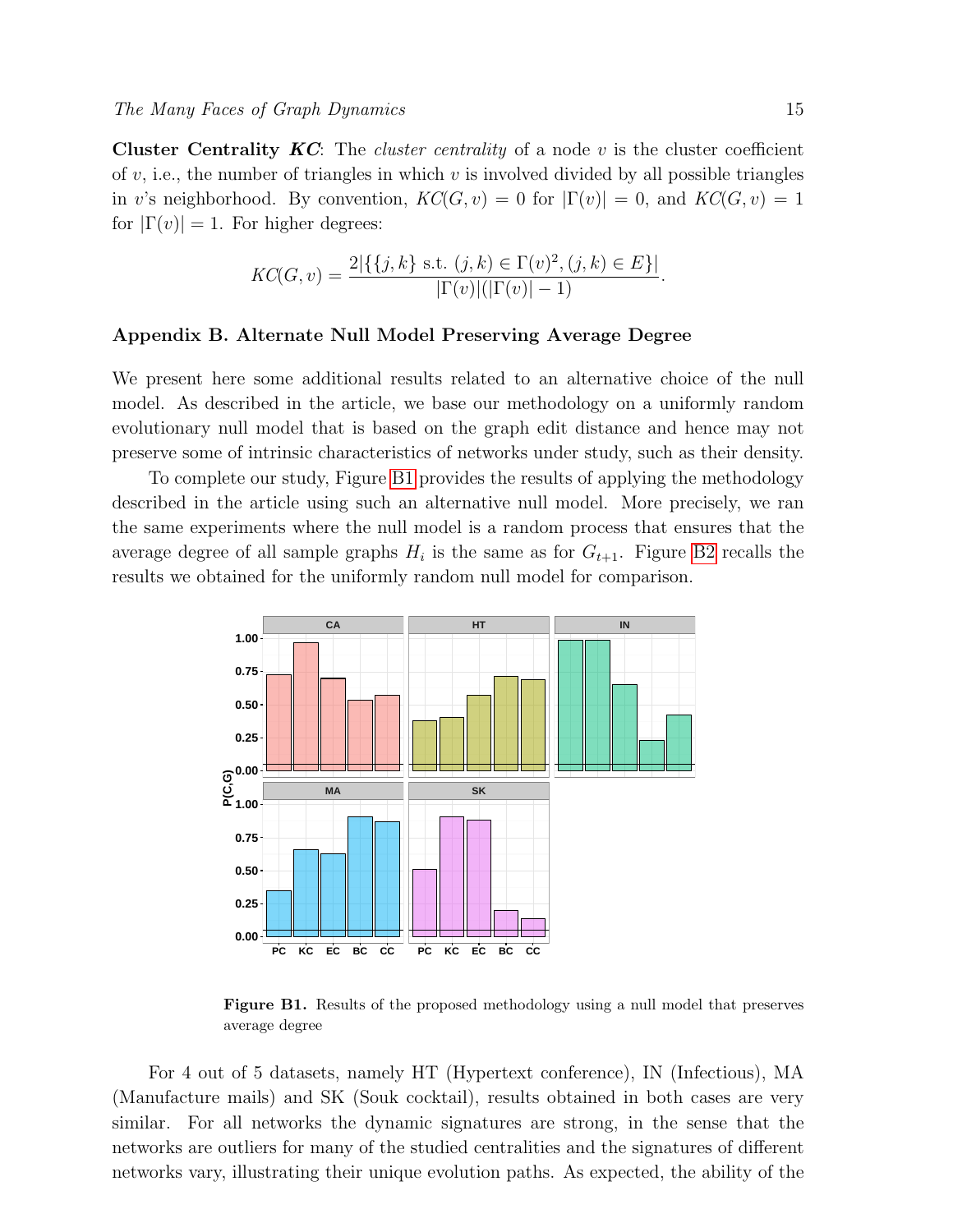**Cluster Centrality *KC***: The *cluster centrality* of a node $v$ is the cluster coefficient of $v$, i.e., the number of triangles in which $v$ is involved divided by all possible triangles in $v$'s neighborhood. By convention, $KC(G, v) = 0$ for $|\Gamma(v)| = 0$, and $KC(G, v) = 1$ for $|\Gamma(v)| = 1$. For higher degrees:

$$KC(G, v) = \frac{2|\{\{j, k\} \text{ s.t. } (j, k) \in \Gamma(v)^2, (j, k) \in E\}|}{|\Gamma(v)|(|\Gamma(v)| - 1)}.$$

## Appendix B. Alternate Null Model Preserving Average Degree

We present here some additional results related to an alternative choice of the null model. As described in the article, we base our methodology on a uniformly random evolutionary null model that is based on the graph edit distance and hence may not preserve some of intrinsic characteristics of networks under study, such as their density.

To complete our study, Figure B1 provides the results of applying the methodology described in the article using such an alternative null model. More precisely, we ran the same experiments where the null model is a random process that ensures that the average degree of all sample graphs $H_i$ is the same as for $G_{t+1}$. Figure B2 recalls the results we obtained for the uniformly random null model for comparison.

**Figure B1.** Results of the proposed methodology using a null model that preserves average degree

For 4 out of 5 datasets, namely HT (Hypertext conference), IN (Infectious), MA (Manufacture mails) and SK (Souk cocktail), results obtained in both cases are very similar. For all networks the dynamic signatures are strong, in the sense that the networks are outliers for many of the studied centralities and the signatures of different networks vary, illustrating their unique evolution paths. As expected, the ability of the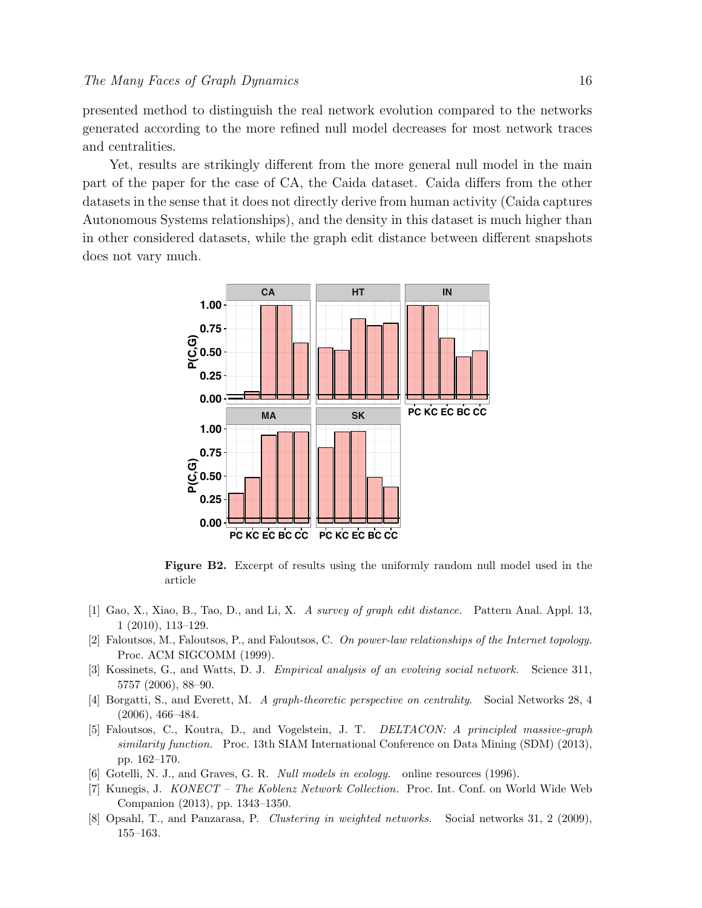presented method to distinguish the real network evolution compared to the networks generated according to the more refined null model decreases for most network traces and centralities.

Yet, results are strikingly different from the more general null model in the main part of the paper for the case of CA, the Caida dataset. Caida differs from the other datasets in the sense that it does not directly derive from human activity (Caida captures Autonomous Systems relationships), and the density in this dataset is much higher than in other considered datasets, while the graph edit distance between different snapshots does not vary much.

**Figure B2.** Excerpt of results using the uniformly random null model used in the article

[1] Gao, X., Xiao, B., Tao, D., and Li, X. *A survey of graph edit distance.* Pattern Anal. Appl. 13, 1 (2010), 113–129.

[2] Faloutsos, M., Faloutsos, P., and Faloutsos, C. *On power-law relationships of the Internet topology.* Proc. ACM SIGCOMM (1999).

[3] Kossinets, G., and Watts, D. J. *Empirical analysis of an evolving social network.* Science 311, 5757 (2006), 88–90.

[4] Borgatti, S., and Everett, M. *A graph-theoretic perspective on centrality.* Social Networks 28, 4 (2006), 466–484.

[5] Faloutsos, C., Koutra, D., and Vogelstein, J. T. *DELTACON: A principled massive-graph similarity function.* Proc. 13th SIAM International Conference on Data Mining (SDM) (2013), pp. 162–170.

[6] Gotelli, N. J., and Graves, G. R. *Null models in ecology.* online resources (1996).

[7] Kunegis, J. *KONECT – The Koblenz Network Collection.* Proc. Int. Conf. on World Wide Web Companion (2013), pp. 1343–1350.

[8] Opsahl, T., and Panzarasa, P. *Clustering in weighted networks.* Social networks 31, 2 (2009), 155–163.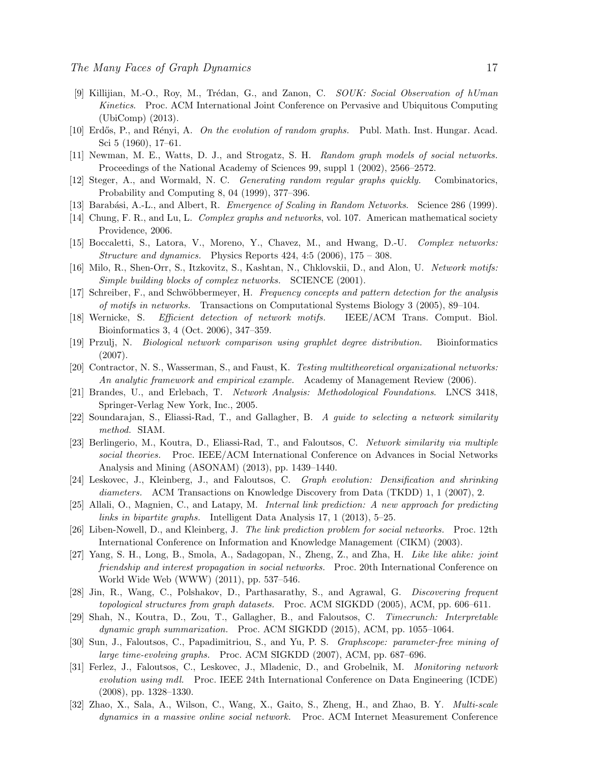[9] Killijian, M.-O., Roy, M., Trédan, G., and Zanon, C. *SOUK: Social Observation of hUman Kinetics*. Proc. ACM International Joint Conference on Pervasive and Ubiquitous Computing (UbiComp) (2013).

[10] Erdős, P., and Rényi, A. *On the evolution of random graphs.* Publ. Math. Inst. Hungar. Acad. Sci 5 (1960), 17–61.

[11] Newman, M. E., Watts, D. J., and Strogatz, S. H. *Random graph models of social networks.* Proceedings of the National Academy of Sciences 99, suppl 1 (2002), 2566–2572.

[12] Steger, A., and Wormald, N. C. *Generating random regular graphs quickly.* Combinatorics, Probability and Computing 8, 04 (1999), 377–396.

[13] Barabási, A.-L., and Albert, R. *Emergence of Scaling in Random Networks.* Science 286 (1999).

[14] Chung, F. R., and Lu, L. *Complex graphs and networks*, vol. 107. American mathematical society Providence, 2006.

[15] Boccaletti, S., Latora, V., Moreno, Y., Chavez, M., and Hwang, D.-U. *Complex networks: Structure and dynamics.* Physics Reports 424, 4:5 (2006), 175 – 308.

[16] Milo, R., Shen-Orr, S., Itzkovitz, S., Kashtan, N., Chklovskii, D., and Alon, U. *Network motifs: Simple building blocks of complex networks.* SCIENCE (2001).

[17] Schreiber, F., and Schwöbbermeyer, H. *Frequency concepts and pattern detection for the analysis of motifs in networks.* Transactions on Computational Systems Biology 3 (2005), 89–104.

[18] Wernicke, S. *Efficient detection of network motifs.* IEEE/ACM Trans. Comput. Biol. Bioinformatics 3, 4 (Oct. 2006), 347–359.

[19] Przulj, N. *Biological network comparison using graphlet degree distribution.* Bioinformatics (2007).

[20] Contractor, N. S., Wasserman, S., and Faust, K. *Testing multitheoretical organizational networks: An analytic framework and empirical example.* Academy of Management Review (2006).

[21] Brandes, U., and Erlebach, T. *Network Analysis: Methodological Foundations*. LNCS 3418, Springer-Verlag New York, Inc., 2005.

[22] Soundarajan, S., Eliassi-Rad, T., and Gallagher, B. *A guide to selecting a network similarity method.* SIAM.

[23] Berlingerio, M., Koutra, D., Eliassi-Rad, T., and Faloutsos, C. *Network similarity via multiple social theories.* Proc. IEEE/ACM International Conference on Advances in Social Networks Analysis and Mining (ASONAM) (2013), pp. 1439–1440.

[24] Leskovec, J., Kleinberg, J., and Faloutsos, C. *Graph evolution: Densification and shrinking diameters.* ACM Transactions on Knowledge Discovery from Data (TKDD) 1, 1 (2007), 2.

[25] Allali, O., Magnien, C., and Latapy, M. *Internal link prediction: A new approach for predicting links in bipartite graphs.* Intelligent Data Analysis 17, 1 (2013), 5–25.

[26] Liben-Nowell, D., and Kleinberg, J. *The link prediction problem for social networks.* Proc. 12th International Conference on Information and Knowledge Management (CIKM) (2003).

[27] Yang, S. H., Long, B., Smola, A., Sadagopan, N., Zheng, Z., and Zha, H. *Like like alike: joint friendship and interest propagation in social networks.* Proc. 20th International Conference on World Wide Web (WWW) (2011), pp. 537–546.

[28] Jin, R., Wang, C., Polshakov, D., Parthasarathy, S., and Agrawal, G. *Discovering frequent topological structures from graph datasets.* Proc. ACM SIGKDD (2005), ACM, pp. 606–611.

[29] Shah, N., Koutra, D., Zou, T., Gallagher, B., and Faloutsos, C. *Timecrunch: Interpretable dynamic graph summarization.* Proc. ACM SIGKDD (2015), ACM, pp. 1055–1064.

[30] Sun, J., Faloutsos, C., Papadimitriou, S., and Yu, P. S. *Graphscope: parameter-free mining of large time-evolving graphs.* Proc. ACM SIGKDD (2007), ACM, pp. 687–696.

[31] Ferlez, J., Faloutsos, C., Leskovec, J., Mladenic, D., and Grobelnik, M. *Monitoring network evolution using mdl.* Proc. IEEE 24th International Conference on Data Engineering (ICDE) (2008), pp. 1328–1330.

[32] Zhao, X., Sala, A., Wilson, C., Wang, X., Gaito, S., Zheng, H., and Zhao, B. Y. *Multi-scale dynamics in a massive online social network.* Proc. ACM Internet Measurement Conference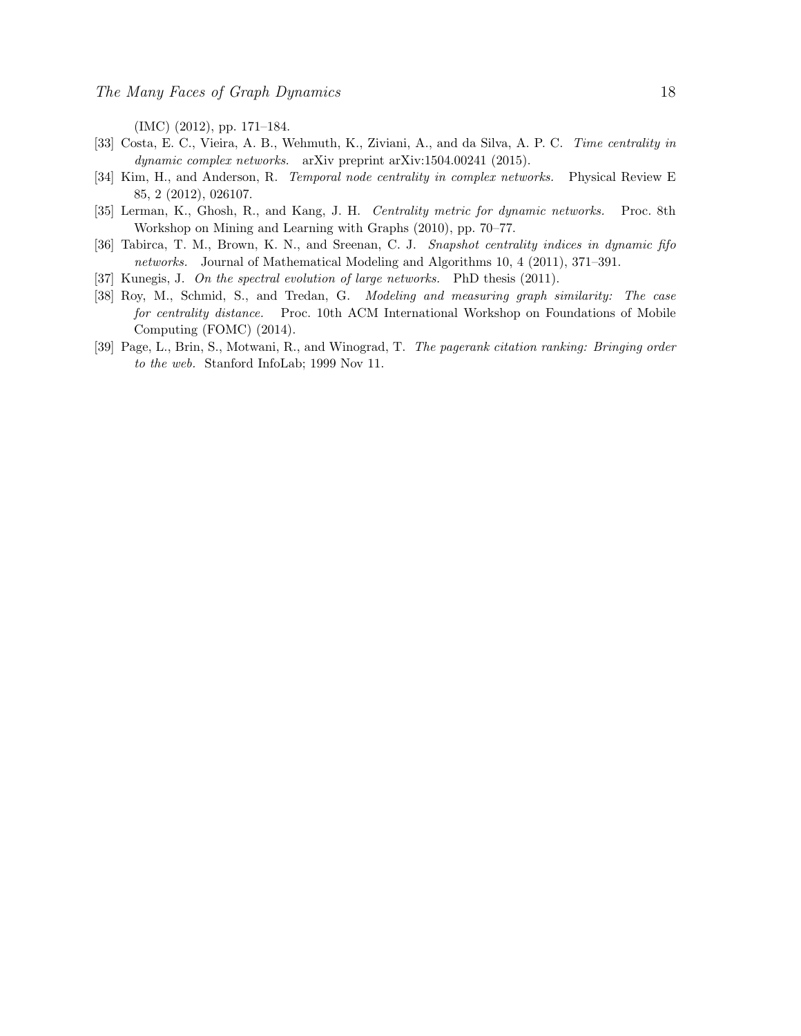(IMC) (2012), pp. 171–184.

[33] Costa, E. C., Vieira, A. B., Wehmuth, K., Ziviani, A., and da Silva, A. P. C. *Time centrality in dynamic complex networks.* arXiv preprint arXiv:1504.00241 (2015).

[34] Kim, H., and Anderson, R. *Temporal node centrality in complex networks.* Physical Review E 85, 2 (2012), 026107.

[35] Lerman, K., Ghosh, R., and Kang, J. H. *Centrality metric for dynamic networks.* Proc. 8th Workshop on Mining and Learning with Graphs (2010), pp. 70–77.

[36] Tabirca, T. M., Brown, K. N., and Sreenan, C. J. *Snapshot centrality indices in dynamic fifo networks.* Journal of Mathematical Modeling and Algorithms 10, 4 (2011), 371–391.

[37] Kunegis, J. *On the spectral evolution of large networks.* PhD thesis (2011).

[38] Roy, M., Schmid, S., and Tredan, G. *Modeling and measuring graph similarity: The case for centrality distance.* Proc. 10th ACM International Workshop on Foundations of Mobile Computing (FOMC) (2014).

[39] Page, L., Brin, S., Motwani, R., and Winograd, T. *The pagerank citation ranking: Bringing order to the web.* Stanford InfoLab; 1999 Nov 11.